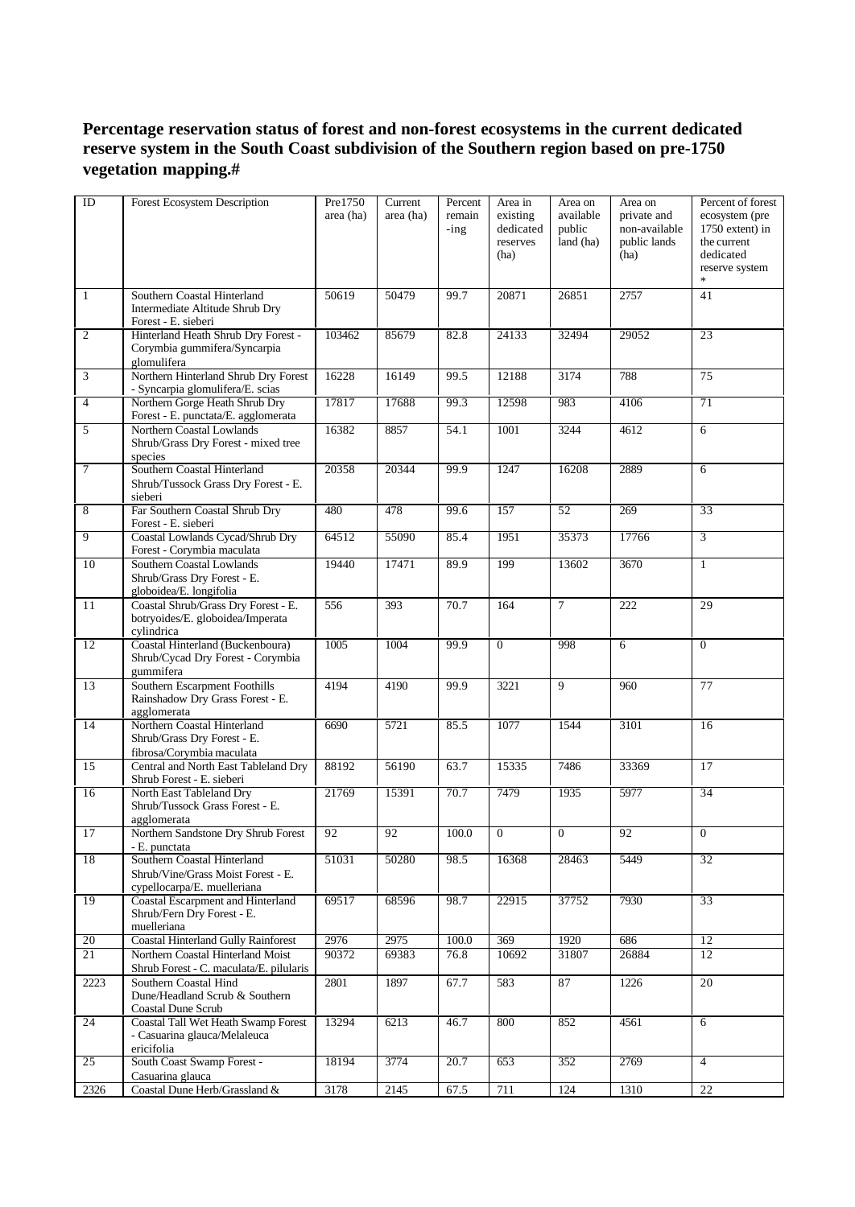**Percentage reservation status of forest and non-forest ecosystems in the current dedicated reserve system in the South Coast subdivision of the Southern region based on pre-1750 vegetation mapping.#**

| ID | Forest Ecosystem Description | Pre1750 area (ha) | Current area (ha) | Percent remain -ing | Area in existing dedicated reserves (ha) | Area on available public land (ha) | Area on private and non-available public lands (ha) | Percent of forest ecosystem (pre 1750 extent) in the current dedicated reserve system * |
|---|---|---|---|---|---|---|---|---|
| 1 | Southern Coastal Hinterland Intermediate Altitude Shrub Dry Forest - E. sieberi | 50619 | 50479 | 99.7 | 20871 | 26851 | 2757 | 41 |
| 2 | Hinterland Heath Shrub Dry Forest - Corymbia gummifera/Syncarpia glomulifera | 103462 | 85679 | 82.8 | 24133 | 32494 | 29052 | 23 |
| 3 | Northern Hinterland Shrub Dry Forest - Syncarpia glomulifera/E. scias | 16228 | 16149 | 99.5 | 12188 | 3174 | 788 | 75 |
| 4 | Northern Gorge Heath Shrub Dry Forest - E. punctata/E. agglomerata | 17817 | 17688 | 99.3 | 12598 | 983 | 4106 | 71 |
| 5 | Northern Coastal Lowlands Shrub/Grass Dry Forest - mixed tree species | 16382 | 8857 | 54.1 | 1001 | 3244 | 4612 | 6 |
| 7 | Southern Coastal Hinterland Shrub/Tussock Grass Dry Forest - E. sieberi | 20358 | 20344 | 99.9 | 1247 | 16208 | 2889 | 6 |
| 8 | Far Southern Coastal Shrub Dry Forest - E. sieberi | 480 | 478 | 99.6 | 157 | 52 | 269 | 33 |
| 9 | Coastal Lowlands Cycad/Shrub Dry Forest - Corymbia maculata | 64512 | 55090 | 85.4 | 1951 | 35373 | 17766 | 3 |
| 10 | Southern Coastal Lowlands Shrub/Grass Dry Forest - E. globoidea/E. longifolia | 19440 | 17471 | 89.9 | 199 | 13602 | 3670 | 1 |
| 11 | Coastal Shrub/Grass Dry Forest - E. botryoides/E. globoidea/Imperata cylindrica | 556 | 393 | 70.7 | 164 | 7 | 222 | 29 |
| 12 | Coastal Hinterland (Buckenboura) Shrub/Cycad Dry Forest - Corymbia gummifera | 1005 | 1004 | 99.9 | 0 | 998 | 6 | 0 |
| 13 | Southern Escarpment Foothills Rainshadow Dry Grass Forest - E. agglomerata | 4194 | 4190 | 99.9 | 3221 | 9 | 960 | 77 |
| 14 | Northern Coastal Hinterland Shrub/Grass Dry Forest - E. fibrosa/Corymbia maculata | 6690 | 5721 | 85.5 | 1077 | 1544 | 3101 | 16 |
| 15 | Central and North East Tableland Dry Shrub Forest - E. sieberi | 88192 | 56190 | 63.7 | 15335 | 7486 | 33369 | 17 |
| 16 | North East Tableland Dry Shrub/Tussock Grass Forest - E. agglomerata | 21769 | 15391 | 70.7 | 7479 | 1935 | 5977 | 34 |
| 17 | Northern Sandstone Dry Shrub Forest - E. punctata | 92 | 92 | 100.0 | 0 | 0 | 92 | 0 |
| 18 | Southern Coastal Hinterland Shrub/Vine/Grass Moist Forest - E. cypellocarpa/E. muelleriana | 51031 | 50280 | 98.5 | 16368 | 28463 | 5449 | 32 |
| 19 | Coastal Escarpment and Hinterland Shrub/Fern Dry Forest - E. muelleriana | 69517 | 68596 | 98.7 | 22915 | 37752 | 7930 | 33 |
| 20 | Coastal Hinterland Gully Rainforest | 2976 | 2975 | 100.0 | 369 | 1920 | 686 | 12 |
| 21 | Northern Coastal Hinterland Moist Shrub Forest - C. maculata/E. pilularis | 90372 | 69383 | 76.8 | 10692 | 31807 | 26884 | 12 |
| 2223 | Southern Coastal Hind Dune/Headland Scrub & Southern Coastal Dune Scrub | 2801 | 1897 | 67.7 | 583 | 87 | 1226 | 20 |
| 24 | Coastal Tall Wet Heath Swamp Forest - Casuarina glauca/Melaleuca ericifolia | 13294 | 6213 | 46.7 | 800 | 852 | 4561 | 6 |
| 25 | South Coast Swamp Forest - Casuarina glauca | 18194 | 3774 | 20.7 | 653 | 352 | 2769 | 4 |
| 2326 | Coastal Dune Herb/Grassland & | 3178 | 2145 | 67.5 | 711 | 124 | 1310 | 22 |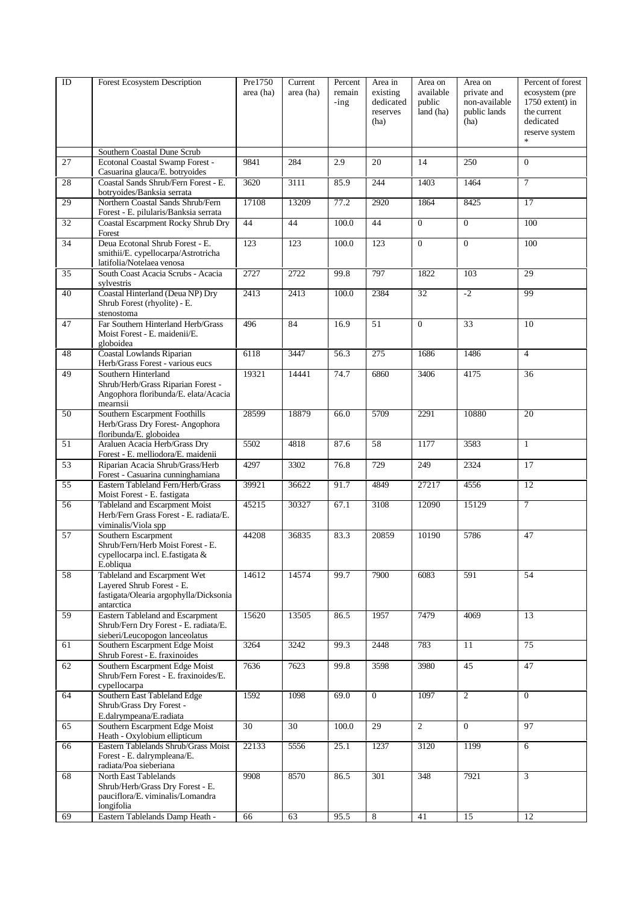| ID | Forest Ecosystem Description | Pre1750 area (ha) | Current area (ha) | Percent remain -ing | Area in existing dedicated reserves (ha) | Area on available public land (ha) | Area on private and non-available public lands (ha) | Percent of forest ecosystem (pre 1750 extent) in the current dedicated reserve system * |
|---|---|---|---|---|---|---|---|---|
| | Southern Coastal Dune Scrub | | | | | | | |
| 27 | Ecotonal Coastal Swamp Forest - Casuarina glauca/E. botryoides | 9841 | 284 | 2.9 | 20 | 14 | 250 | 0 |
| 28 | Coastal Sands Shrub/Fern Forest - E. botryoides/Banksia serrata | 3620 | 3111 | 85.9 | 244 | 1403 | 1464 | 7 |
| 29 | Northern Coastal Sands Shrub/Fern Forest - E. pilularis/Banksia serrata | 17108 | 13209 | 77.2 | 2920 | 1864 | 8425 | 17 |
| 32 | Coastal Escarpment Rocky Shrub Dry Forest | 44 | 44 | 100.0 | 44 | 0 | 0 | 100 |
| 34 | Deua Ecotonal Shrub Forest - E. smithii/E. cypellocarpa/Astrotricha latifolia/Notelaea venosa | 123 | 123 | 100.0 | 123 | 0 | 0 | 100 |
| 35 | South Coast Acacia Scrubs - Acacia sylvestris | 2727 | 2722 | 99.8 | 797 | 1822 | 103 | 29 |
| 40 | Coastal Hinterland (Deua NP) Dry Shrub Forest (rhyolite) - E. stenostoma | 2413 | 2413 | 100.0 | 2384 | 32 | -2 | 99 |
| 47 | Far Southern Hinterland Herb/Grass Moist Forest - E. maidenii/E. globoidea | 496 | 84 | 16.9 | 51 | 0 | 33 | 10 |
| 48 | Coastal Lowlands Riparian Herb/Grass Forest - various eucs | 6118 | 3447 | 56.3 | 275 | 1686 | 1486 | 4 |
| 49 | Southern Hinterland Shrub/Herb/Grass Riparian Forest - Angophora floribunda/E. elata/Acacia mearnsii | 19321 | 14441 | 74.7 | 6860 | 3406 | 4175 | 36 |
| 50 | Southern Escarpment Foothills Herb/Grass Dry Forest- Angophora floribunda/E. globoidea | 28599 | 18879 | 66.0 | 5709 | 2291 | 10880 | 20 |
| 51 | Araluen Acacia Herb/Grass Dry Forest - E. melliodora/E. maidenii | 5502 | 4818 | 87.6 | 58 | 1177 | 3583 | 1 |
| 53 | Riparian Acacia Shrub/Grass/Herb Forest - Casuarina cunninghamiana | 4297 | 3302 | 76.8 | 729 | 249 | 2324 | 17 |
| 55 | Eastern Tableland Fern/Herb/Grass Moist Forest - E. fastigata | 39921 | 36622 | 91.7 | 4849 | 27217 | 4556 | 12 |
| 56 | Tableland and Escarpment Moist Herb/Fern Grass Forest - E. radiata/E. viminalis/Viola spp | 45215 | 30327 | 67.1 | 3108 | 12090 | 15129 | 7 |
| 57 | Southern Escarpment Shrub/Fern/Herb Moist Forest - E. cypellocarpa incl. E.fastigata & E.obliqua | 44208 | 36835 | 83.3 | 20859 | 10190 | 5786 | 47 |
| 58 | Tableland and Escarpment Wet Layered Shrub Forest - E. fastigata/Olearia argophylla/Dicksonia antarctica | 14612 | 14574 | 99.7 | 7900 | 6083 | 591 | 54 |
| 59 | Eastern Tableland and Escarpment Shrub/Fern Dry Forest - E. radiata/E. sieberi/Leucopogon lanceolatus | 15620 | 13505 | 86.5 | 1957 | 7479 | 4069 | 13 |
| 61 | Southern Escarpment Edge Moist Shrub Forest - E. fraxinoides | 3264 | 3242 | 99.3 | 2448 | 783 | 11 | 75 |
| 62 | Southern Escarpment Edge Moist Shrub/Fern Forest - E. fraxinoides/E. cypellocarpa | 7636 | 7623 | 99.8 | 3598 | 3980 | 45 | 47 |
| 64 | Southern East Tableland Edge Shrub/Grass Dry Forest - E.dalrympeana/E.radiata | 1592 | 1098 | 69.0 | 0 | 1097 | 2 | 0 |
| 65 | Southern Escarpment Edge Moist Heath - Oxylobium ellipticum | 30 | 30 | 100.0 | 29 | 2 | 0 | 97 |
| 66 | Eastern Tablelands Shrub/Grass Moist Forest - E. dalrympleana/E. radiata/Poa sieberiana | 22133 | 5556 | 25.1 | 1237 | 3120 | 1199 | 6 |
| 68 | North East Tablelands Shrub/Herb/Grass Dry Forest - E. pauciflora/E. viminalis/Lomandra longifolia | 9908 | 8570 | 86.5 | 301 | 348 | 7921 | 3 |
| 69 | Eastern Tablelands Damp Heath - | 66 | 63 | 95.5 | 8 | 41 | 15 | 12 |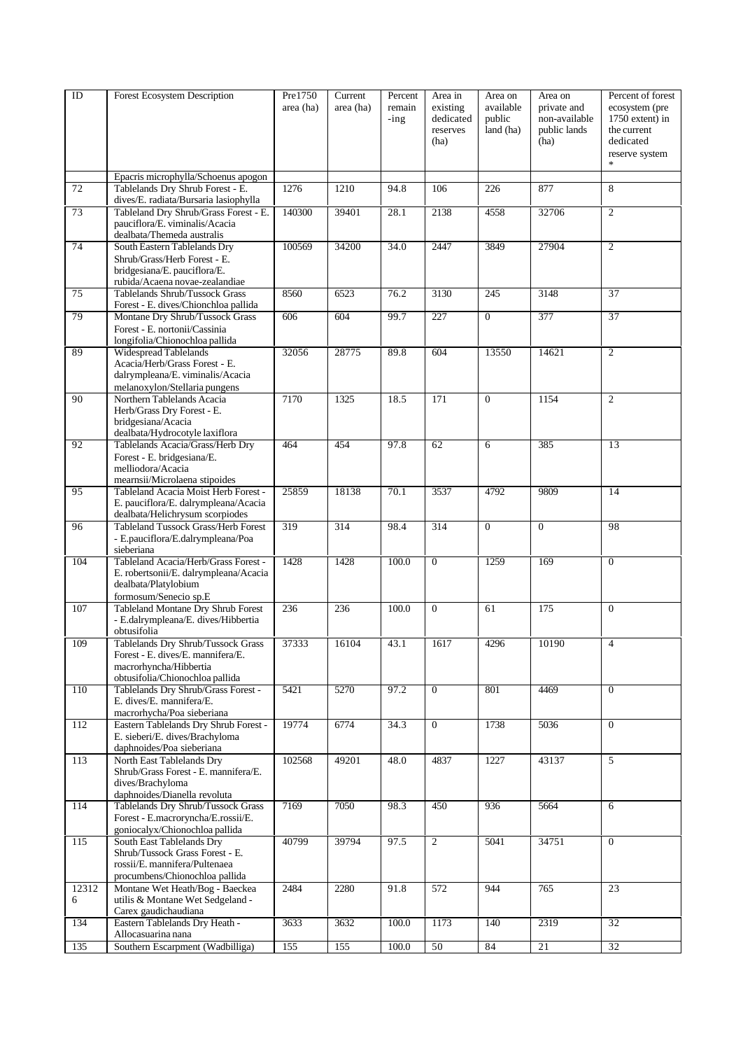| ID | Forest Ecosystem Description | Pre1750 area (ha) | Current area (ha) | Percent remain -ing | Area in existing dedicated reserves (ha) | Area on available public land (ha) | Area on private and non-available public lands (ha) | Percent of forest ecosystem (pre 1750 extent) in the current dedicated reserve system * |
|---|---|---|---|---|---|---|---|---|
| | Epacris microphylla/Schoenus apogon | | | | | | | |
| 72 | Tablelands Dry Shrub Forest - E. dives/E. radiata/Bursaria lasiophylla | 1276 | 1210 | 94.8 | 106 | 226 | 877 | 8 |
| 73 | Tableland Dry Shrub/Grass Forest - E. pauciflora/E. viminalis/Acacia dealbata/Themeda australis | 140300 | 39401 | 28.1 | 2138 | 4558 | 32706 | 2 |
| 74 | South Eastern Tablelands Dry Shrub/Grass/Herb Forest - E. bridgesiana/E. pauciflora/E. rubida/Acaena novae-zealandiae | 100569 | 34200 | 34.0 | 2447 | 3849 | 27904 | 2 |
| 75 | Tablelands Shrub/Tussock Grass Forest - E. dives/Chionchloa pallida | 8560 | 6523 | 76.2 | 3130 | 245 | 3148 | 37 |
| 79 | Montane Dry Shrub/Tussock Grass Forest - E. nortonii/Cassinia longifolia/Chionochloa pallida | 606 | 604 | 99.7 | 227 | 0 | 377 | 37 |
| 89 | Widespread Tablelands Acacia/Herb/Grass Forest - E. dalrympleana/E. viminalis/Acacia melanoxylon/Stellaria pungens | 32056 | 28775 | 89.8 | 604 | 13550 | 14621 | 2 |
| 90 | Northern Tablelands Acacia Herb/Grass Dry Forest - E. bridgesiana/Acacia dealbata/Hydrocotyle laxiflora | 7170 | 1325 | 18.5 | 171 | 0 | 1154 | 2 |
| 92 | Tablelands Acacia/Grass/Herb Dry Forest - E. bridgesiana/E. melliodora/Acacia mearnsii/Microlaena stipoides | 464 | 454 | 97.8 | 62 | 6 | 385 | 13 |
| 95 | Tableland Acacia Moist Herb Forest - E. pauciflora/E. dalrympleana/Acacia dealbata/Helichrysum scorpiodes | 25859 | 18138 | 70.1 | 3537 | 4792 | 9809 | 14 |
| 96 | Tableland Tussock Grass/Herb Forest - E.pauciflora/E.dalrympleana/Poa sieberiana | 319 | 314 | 98.4 | 314 | 0 | 0 | 98 |
| 104 | Tableland Acacia/Herb/Grass Forest - E. robertsonii/E. dalrympleana/Acacia dealbata/Platylobium formosum/Senecio sp.E | 1428 | 1428 | 100.0 | 0 | 1259 | 169 | 0 |
| 107 | Tableland Montane Dry Shrub Forest - E.dalrympleana/E. dives/Hibbertia obtusifolia | 236 | 236 | 100.0 | 0 | 61 | 175 | 0 |
| 109 | Tablelands Dry Shrub/Tussock Grass Forest - E. dives/E. mannifera/E. macrorhyncha/Hibbertia obtusifolia/Chionochloa pallida | 37333 | 16104 | 43.1 | 1617 | 4296 | 10190 | 4 |
| 110 | Tablelands Dry Shrub/Grass Forest - E. dives/E. mannifera/E. macrorhycha/Poa sieberiana | 5421 | 5270 | 97.2 | 0 | 801 | 4469 | 0 |
| 112 | Eastern Tablelands Dry Shrub Forest - E. sieberi/E. dives/Brachyloma daphnoides/Poa sieberiana | 19774 | 6774 | 34.3 | 0 | 1738 | 5036 | 0 |
| 113 | North East Tablelands Dry Shrub/Grass Forest - E. mannifera/E. dives/Brachyloma daphnoides/Dianella revoluta | 102568 | 49201 | 48.0 | 4837 | 1227 | 43137 | 5 |
| 114 | Tablelands Dry Shrub/Tussock Grass Forest - E.macroryncha/E.rossii/E. goniocalyx/Chionochloa pallida | 7169 | 7050 | 98.3 | 450 | 936 | 5664 | 6 |
| 115 | South East Tablelands Dry Shrub/Tussock Grass Forest - E. rossii/E. mannifera/Pultenaea procumbens/Chionochloa pallida | 40799 | 39794 | 97.5 | 2 | 5041 | 34751 | 0 |
| 123126 | Montane Wet Heath/Bog - Baeckea utilis & Montane Wet Sedgeland - Carex gaudichaudiana | 2484 | 2280 | 91.8 | 572 | 944 | 765 | 23 |
| 134 | Eastern Tablelands Dry Heath - Allocasuarina nana | 3633 | 3632 | 100.0 | 1173 | 140 | 2319 | 32 |
| 135 | Southern Escarpment (Wadbilliga) | 155 | 155 | 100.0 | 50 | 84 | 21 | 32 |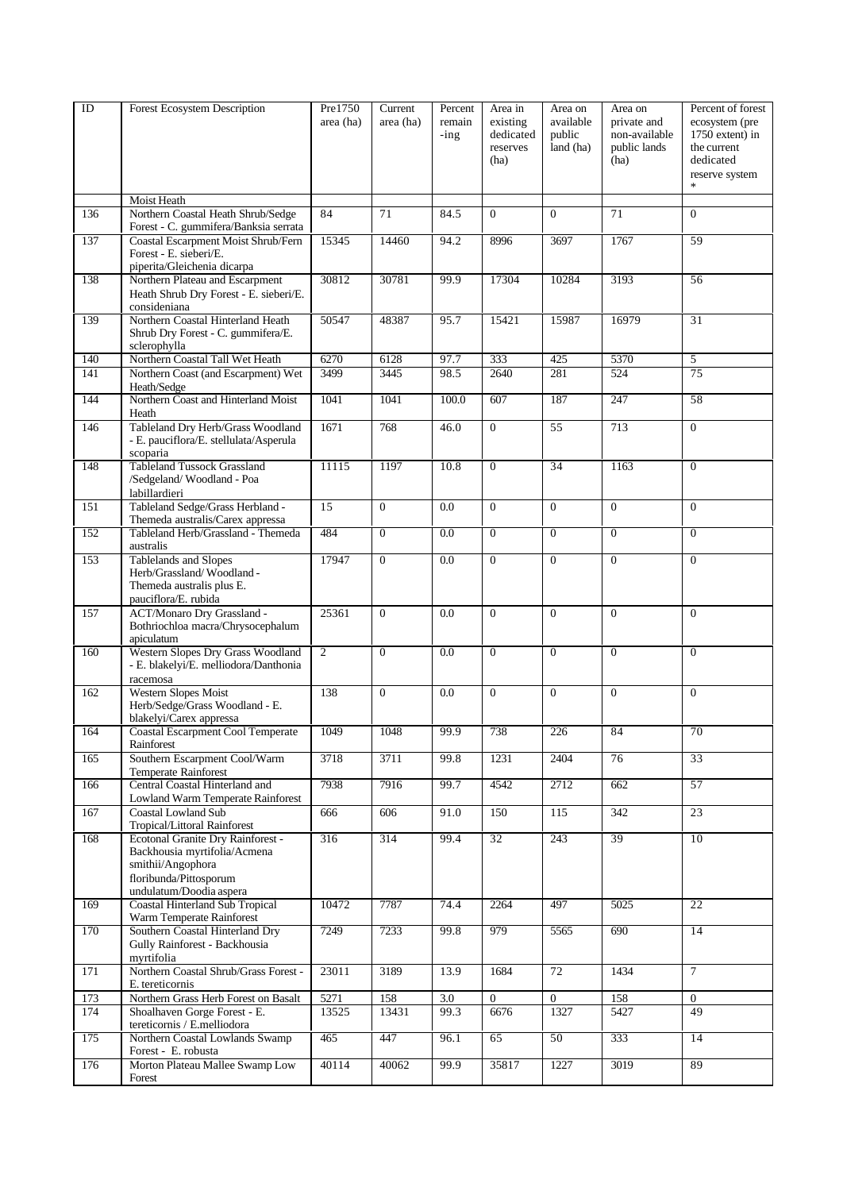| ID | Forest Ecosystem Description | Pre1750 area (ha) | Current area (ha) | Percent remain -ing | Area in existing dedicated reserves (ha) | Area on available public land (ha) | Area on private and non-available public lands (ha) | Percent of forest ecosystem (pre 1750 extent) in the current dedicated reserve system * |
|---|---|---|---|---|---|---|---|---|
| | Moist Heath | | | | | | | |
| 136 | Northern Coastal Heath Shrub/Sedge Forest - C. gummifera/Banksia serrata | 84 | 71 | 84.5 | 0 | 0 | 71 | 0 |
| 137 | Coastal Escarpment Moist Shrub/Fern Forest - E. sieberi/E. piperita/Gleichenia dicarpa | 15345 | 14460 | 94.2 | 8996 | 3697 | 1767 | 59 |
| 138 | Northern Plateau and Escarpment Heath Shrub Dry Forest - E. sieberi/E. consideniana | 30812 | 30781 | 99.9 | 17304 | 10284 | 3193 | 56 |
| 139 | Northern Coastal Hinterland Heath Shrub Dry Forest - C. gummifera/E. sclerophylla | 50547 | 48387 | 95.7 | 15421 | 15987 | 16979 | 31 |
| 140 | Northern Coastal Tall Wet Heath | 6270 | 6128 | 97.7 | 333 | 425 | 5370 | 5 |
| 141 | Northern Coast (and Escarpment) Wet Heath/Sedge | 3499 | 3445 | 98.5 | 2640 | 281 | 524 | 75 |
| 144 | Northern Coast and Hinterland Moist Heath | 1041 | 1041 | 100.0 | 607 | 187 | 247 | 58 |
| 146 | Tableland Dry Herb/Grass Woodland - E. pauciflora/E. stellulata/Asperula scoparia | 1671 | 768 | 46.0 | 0 | 55 | 713 | 0 |
| 148 | Tableland Tussock Grassland /Sedgeland/ Woodland - Poa labillardieri | 11115 | 1197 | 10.8 | 0 | 34 | 1163 | 0 |
| 151 | Tableland Sedge/Grass Herbland - Themeda australis/Carex appressa | 15 | 0 | 0.0 | 0 | 0 | 0 | 0 |
| 152 | Tableland Herb/Grassland - Themeda australis | 484 | 0 | 0.0 | 0 | 0 | 0 | 0 |
| 153 | Tablelands and Slopes Herb/Grassland/ Woodland - Themeda australis plus E. pauciflora/E. rubida | 17947 | 0 | 0.0 | 0 | 0 | 0 | 0 |
| 157 | ACT/Monaro Dry Grassland - Bothriochloa macra/Chrysocephalum apiculatum | 25361 | 0 | 0.0 | 0 | 0 | 0 | 0 |
| 160 | Western Slopes Dry Grass Woodland - E. blakelyi/E. melliodora/Danthonia racemosa | 2 | 0 | 0.0 | 0 | 0 | 0 | 0 |
| 162 | Western Slopes Moist Herb/Sedge/Grass Woodland - E. blakelyi/Carex appressa | 138 | 0 | 0.0 | 0 | 0 | 0 | 0 |
| 164 | Coastal Escarpment Cool Temperate Rainforest | 1049 | 1048 | 99.9 | 738 | 226 | 84 | 70 |
| 165 | Southern Escarpment Cool/Warm Temperate Rainforest | 3718 | 3711 | 99.8 | 1231 | 2404 | 76 | 33 |
| 166 | Central Coastal Hinterland and Lowland Warm Temperate Rainforest | 7938 | 7916 | 99.7 | 4542 | 2712 | 662 | 57 |
| 167 | Coastal Lowland Sub Tropical/Littoral Rainforest | 666 | 606 | 91.0 | 150 | 115 | 342 | 23 |
| 168 | Ecotonal Granite Dry Rainforest - Backhousia myrtifolia/Acmena smithii/Angophora floribunda/Pittosporum undulatum/Doodia aspera | 316 | 314 | 99.4 | 32 | 243 | 39 | 10 |
| 169 | Coastal Hinterland Sub Tropical Warm Temperate Rainforest | 10472 | 7787 | 74.4 | 2264 | 497 | 5025 | 22 |
| 170 | Southern Coastal Hinterland Dry Gully Rainforest - Backhousia myrtifolia | 7249 | 7233 | 99.8 | 979 | 5565 | 690 | 14 |
| 171 | Northern Coastal Shrub/Grass Forest - E. tereticornis | 23011 | 3189 | 13.9 | 1684 | 72 | 1434 | 7 |
| 173 | Northern Grass Herb Forest on Basalt | 5271 | 158 | 3.0 | 0 | 0 | 158 | 0 |
| 174 | Shoalhaven Gorge Forest - E. tereticornis / E.melliodora | 13525 | 13431 | 99.3 | 6676 | 1327 | 5427 | 49 |
| 175 | Northern Coastal Lowlands Swamp Forest - E. robusta | 465 | 447 | 96.1 | 65 | 50 | 333 | 14 |
| 176 | Morton Plateau Mallee Swamp Low Forest | 40114 | 40062 | 99.9 | 35817 | 1227 | 3019 | 89 |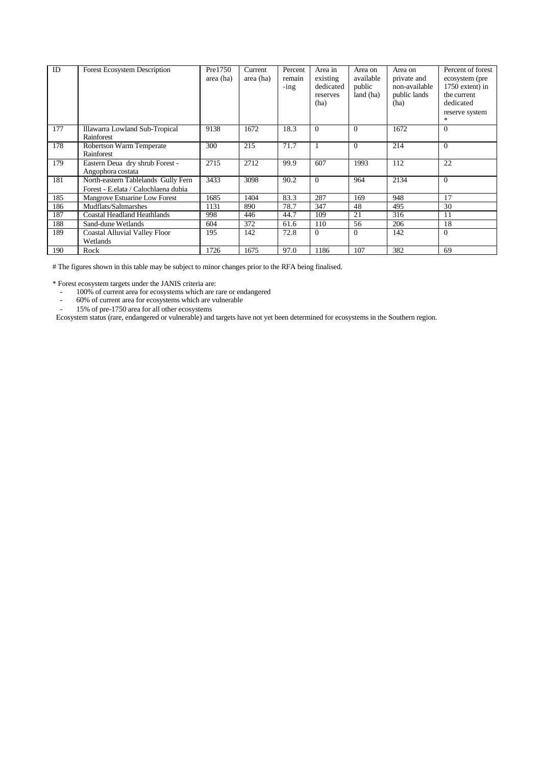| ID | Forest Ecosystem Description | Pre1750 area (ha) | Current area (ha) | Percent remain -ing | Area in existing dedicated reserves (ha) | Area on available public land (ha) | Area on private and non-available public lands (ha) | Percent of forest ecosystem (pre 1750 extent) in the current dedicated reserve system * |
|---|---|---|---|---|---|---|---|---|
| 177 | Illawarra Lowland Sub-Tropical Rainforest | 9138 | 1672 | 18.3 | 0 | 0 | 1672 | 0 |
| 178 | Robertson Warm Temperate Rainforest | 300 | 215 | 71.7 | 1 | 0 | 214 | 0 |
| 179 | Eastern Deua dry shrub Forest - Angophora costata | 2715 | 2712 | 99.9 | 607 | 1993 | 112 | 22 |
| 181 | North-eastern Tablelands Gully Fern Forest - E.elata / Calochlaena dubia | 3433 | 3098 | 90.2 | 0 | 964 | 2134 | 0 |
| 185 | Mangrove Estuarine Low Forest | 1685 | 1404 | 83.3 | 287 | 169 | 948 | 17 |
| 186 | Mudflats/Saltmarshes | 1131 | 890 | 78.7 | 347 | 48 | 495 | 30 |
| 187 | Coastal Headland Heathlands | 998 | 446 | 44.7 | 109 | 21 | 316 | 11 |
| 188 | Sand-dune Wetlands | 604 | 372 | 61.6 | 110 | 56 | 206 | 18 |
| 189 | Coastal Alluvial Valley Floor Wetlands | 195 | 142 | 72.8 | 0 | 0 | 142 | 0 |
| 190 | Rock | 1726 | 1675 | 97.0 | 1186 | 107 | 382 | 69 |

# The figures shown in this table may be subject to minor changes prior to the RFA being finalised.

* Forest ecosystem targets under the JANIS criteria are:

- 100% of current area for ecosystems which are rare or endangered
- 60% of current area for ecosystems which are vulnerable
- 15% of pre-1750 area for all other ecosystems

Ecosystem status (rare, endangered or vulnerable) and targets have not yet been determined for ecosystems in the Southern region.